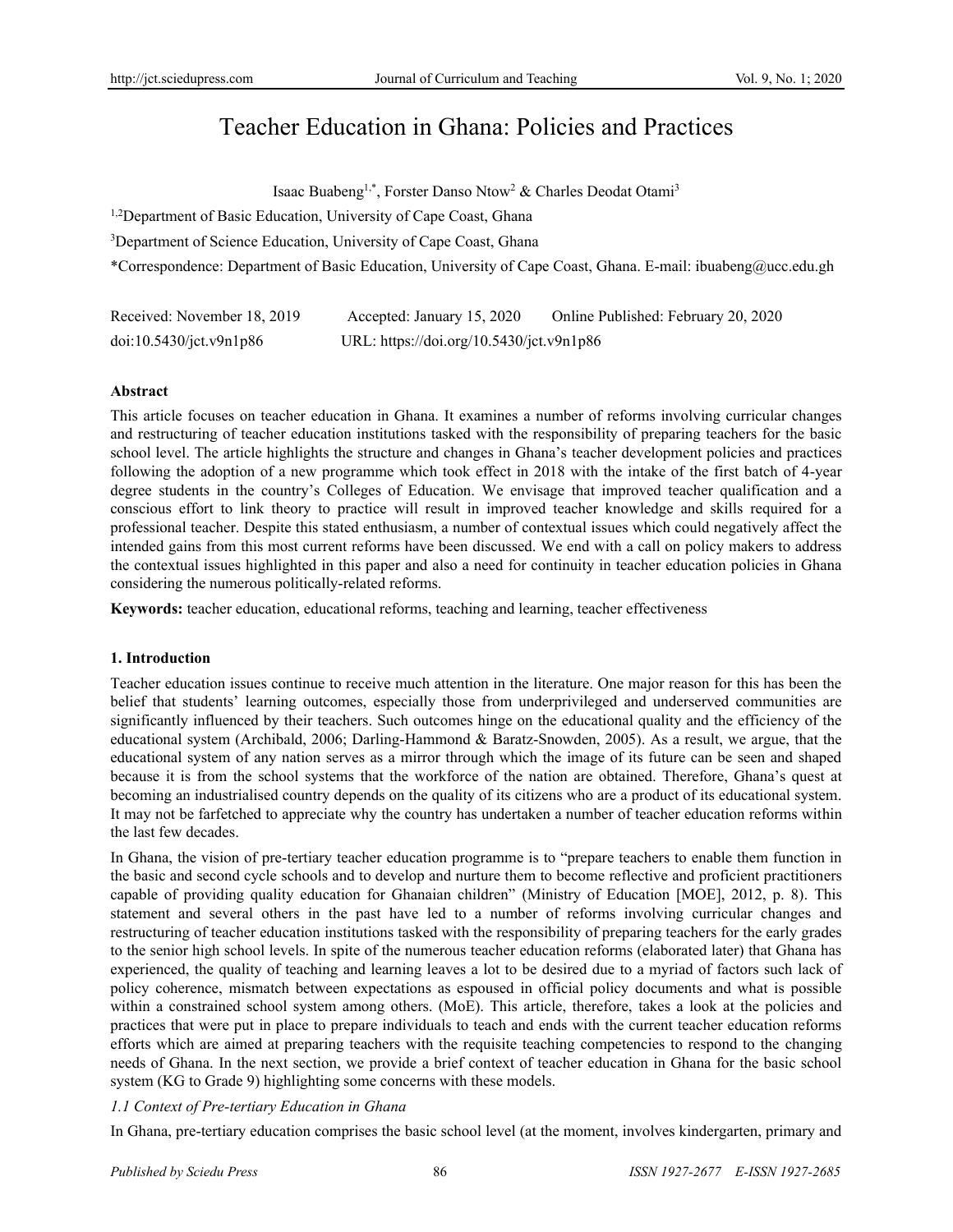# Teacher Education in Ghana: Policies and Practices

Isaac Buabeng[1,*], Forster Danso Ntow[2] & Charles Deodat Otami[3]

[1,2]Department of Basic Education, University of Cape Coast, Ghana

[3]Department of Science Education, University of Cape Coast, Ghana

*Correspondence: Department of Basic Education, University of Cape Coast, Ghana. E-mail: ibuabeng@ucc.edu.gh

Received: November 18, 2019 Accepted: January 15, 2020 Online Published: February 20, 2020

doi:10.5430/jct.v9n1p86 URL: https://doi.org/10.5430/jct.v9n1p86

**Abstract**

This article focuses on teacher education in Ghana. It examines a number of reforms involving curricular changes and restructuring of teacher education institutions tasked with the responsibility of preparing teachers for the basic school level. The article highlights the structure and changes in Ghana's teacher development policies and practices following the adoption of a new programme which took effect in 2018 with the intake of the first batch of 4-year degree students in the country's Colleges of Education. We envisage that improved teacher qualification and a conscious effort to link theory to practice will result in improved teacher knowledge and skills required for a professional teacher. Despite this stated enthusiasm, a number of contextual issues which could negatively affect the intended gains from this most current reforms have been discussed. We end with a call on policy makers to address the contextual issues highlighted in this paper and also a need for continuity in teacher education policies in Ghana considering the numerous politically-related reforms.

**Keywords:** teacher education, educational reforms, teaching and learning, teacher effectiveness

## 1. Introduction

Teacher education issues continue to receive much attention in the literature. One major reason for this has been the belief that students' learning outcomes, especially those from underprivileged and underserved communities are significantly influenced by their teachers. Such outcomes hinge on the educational quality and the efficiency of the educational system (Archibald, 2006; Darling-Hammond & Baratz-Snowden, 2005). As a result, we argue, that the educational system of any nation serves as a mirror through which the image of its future can be seen and shaped because it is from the school systems that the workforce of the nation are obtained. Therefore, Ghana's quest at becoming an industrialised country depends on the quality of its citizens who are a product of its educational system. It may not be farfetched to appreciate why the country has undertaken a number of teacher education reforms within the last few decades.

In Ghana, the vision of pre-tertiary teacher education programme is to "prepare teachers to enable them function in the basic and second cycle schools and to develop and nurture them to become reflective and proficient practitioners capable of providing quality education for Ghanaian children" (Ministry of Education [MOE], 2012, p. 8). This statement and several others in the past have led to a number of reforms involving curricular changes and restructuring of teacher education institutions tasked with the responsibility of preparing teachers for the early grades to the senior high school levels. In spite of the numerous teacher education reforms (elaborated later) that Ghana has experienced, the quality of teaching and learning leaves a lot to be desired due to a myriad of factors such lack of policy coherence, mismatch between expectations as espoused in official policy documents and what is possible within a constrained school system among others. (MoE). This article, therefore, takes a look at the policies and practices that were put in place to prepare individuals to teach and ends with the current teacher education reforms efforts which are aimed at preparing teachers with the requisite teaching competencies to respond to the changing needs of Ghana. In the next section, we provide a brief context of teacher education in Ghana for the basic school system (KG to Grade 9) highlighting some concerns with these models.

### *1.1 Context of Pre-tertiary Education in Ghana*

In Ghana, pre-tertiary education comprises the basic school level (at the moment, involves kindergarten, primary and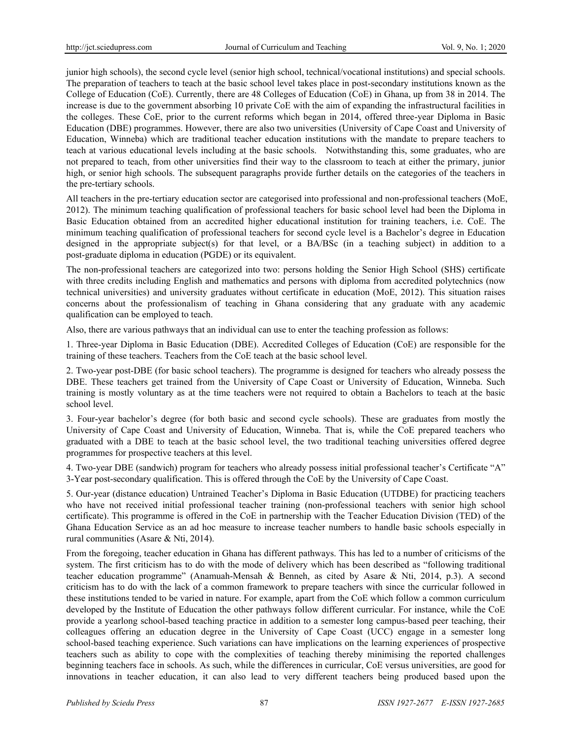junior high schools), the second cycle level (senior high school, technical/vocational institutions) and special schools. The preparation of teachers to teach at the basic school level takes place in post-secondary institutions known as the College of Education (CoE). Currently, there are 48 Colleges of Education (CoE) in Ghana, up from 38 in 2014. The increase is due to the government absorbing 10 private CoE with the aim of expanding the infrastructural facilities in the colleges. These CoE, prior to the current reforms which began in 2014, offered three-year Diploma in Basic Education (DBE) programmes. However, there are also two universities (University of Cape Coast and University of Education, Winneba) which are traditional teacher education institutions with the mandate to prepare teachers to teach at various educational levels including at the basic schools. Notwithstanding this, some graduates, who are not prepared to teach, from other universities find their way to the classroom to teach at either the primary, junior high, or senior high schools. The subsequent paragraphs provide further details on the categories of the teachers in the pre-tertiary schools.

All teachers in the pre-tertiary education sector are categorised into professional and non-professional teachers (MoE, 2012). The minimum teaching qualification of professional teachers for basic school level had been the Diploma in Basic Education obtained from an accredited higher educational institution for training teachers, i.e. CoE. The minimum teaching qualification of professional teachers for second cycle level is a Bachelor's degree in Education designed in the appropriate subject(s) for that level, or a BA/BSc (in a teaching subject) in addition to a post-graduate diploma in education (PGDE) or its equivalent.

The non-professional teachers are categorized into two: persons holding the Senior High School (SHS) certificate with three credits including English and mathematics and persons with diploma from accredited polytechnics (now technical universities) and university graduates without certificate in education (MoE, 2012). This situation raises concerns about the professionalism of teaching in Ghana considering that any graduate with any academic qualification can be employed to teach.

Also, there are various pathways that an individual can use to enter the teaching profession as follows:

1. Three-year Diploma in Basic Education (DBE). Accredited Colleges of Education (CoE) are responsible for the training of these teachers. Teachers from the CoE teach at the basic school level.

2. Two-year post-DBE (for basic school teachers). The programme is designed for teachers who already possess the DBE. These teachers get trained from the University of Cape Coast or University of Education, Winneba. Such training is mostly voluntary as at the time teachers were not required to obtain a Bachelors to teach at the basic school level.

3. Four-year bachelor's degree (for both basic and second cycle schools). These are graduates from mostly the University of Cape Coast and University of Education, Winneba. That is, while the CoE prepared teachers who graduated with a DBE to teach at the basic school level, the two traditional teaching universities offered degree programmes for prospective teachers at this level.

4. Two-year DBE (sandwich) program for teachers who already possess initial professional teacher's Certificate "A" 3-Year post-secondary qualification. This is offered through the CoE by the University of Cape Coast.

5. Our-year (distance education) Untrained Teacher's Diploma in Basic Education (UTDBE) for practicing teachers who have not received initial professional teacher training (non-professional teachers with senior high school certificate). This programme is offered in the CoE in partnership with the Teacher Education Division (TED) of the Ghana Education Service as an ad hoc measure to increase teacher numbers to handle basic schools especially in rural communities (Asare & Nti, 2014).

From the foregoing, teacher education in Ghana has different pathways. This has led to a number of criticisms of the system. The first criticism has to do with the mode of delivery which has been described as "following traditional teacher education programme" (Anamuah-Mensah & Benneh, as cited by Asare & Nti, 2014, p.3). A second criticism has to do with the lack of a common framework to prepare teachers with since the curricular followed in these institutions tended to be varied in nature. For example, apart from the CoE which follow a common curriculum developed by the Institute of Education the other pathways follow different curricular. For instance, while the CoE provide a yearlong school-based teaching practice in addition to a semester long campus-based peer teaching, their colleagues offering an education degree in the University of Cape Coast (UCC) engage in a semester long school-based teaching experience. Such variations can have implications on the learning experiences of prospective teachers such as ability to cope with the complexities of teaching thereby minimising the reported challenges beginning teachers face in schools. As such, while the differences in curricular, CoE versus universities, are good for innovations in teacher education, it can also lead to very different teachers being produced based upon the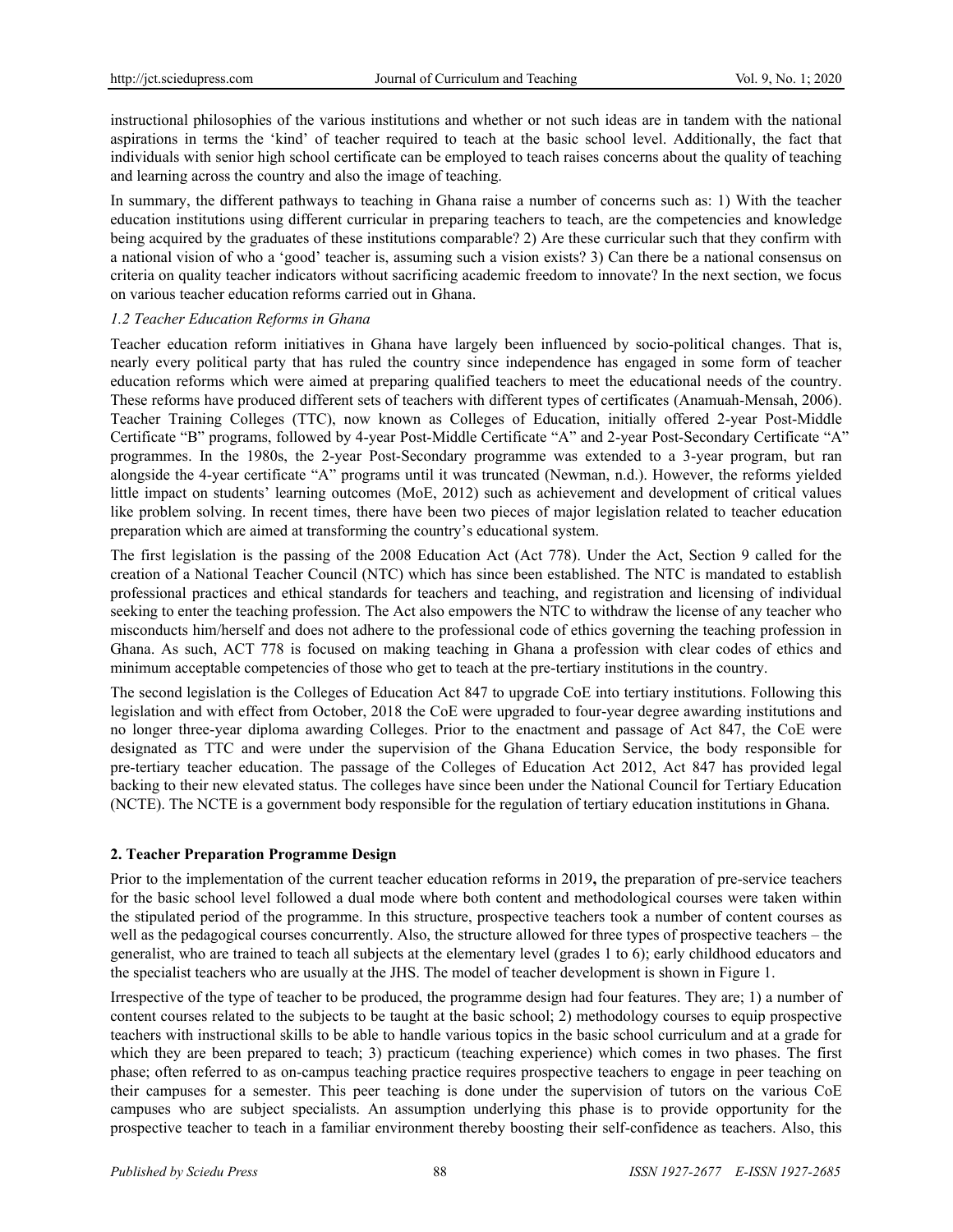instructional philosophies of the various institutions and whether or not such ideas are in tandem with the national aspirations in terms the 'kind' of teacher required to teach at the basic school level. Additionally, the fact that individuals with senior high school certificate can be employed to teach raises concerns about the quality of teaching and learning across the country and also the image of teaching.

In summary, the different pathways to teaching in Ghana raise a number of concerns such as: 1) With the teacher education institutions using different curricular in preparing teachers to teach, are the competencies and knowledge being acquired by the graduates of these institutions comparable? 2) Are these curricular such that they confirm with a national vision of who a 'good' teacher is, assuming such a vision exists? 3) Can there be a national consensus on criteria on quality teacher indicators without sacrificing academic freedom to innovate? In the next section, we focus on various teacher education reforms carried out in Ghana.

### *1.2 Teacher Education Reforms in Ghana*

Teacher education reform initiatives in Ghana have largely been influenced by socio-political changes. That is, nearly every political party that has ruled the country since independence has engaged in some form of teacher education reforms which were aimed at preparing qualified teachers to meet the educational needs of the country. These reforms have produced different sets of teachers with different types of certificates (Anamuah-Mensah, 2006). Teacher Training Colleges (TTC), now known as Colleges of Education, initially offered 2-year Post-Middle Certificate "B" programs, followed by 4-year Post-Middle Certificate "A" and 2-year Post-Secondary Certificate "A" programmes. In the 1980s, the 2-year Post-Secondary programme was extended to a 3-year program, but ran alongside the 4-year certificate "A" programs until it was truncated (Newman, n.d.). However, the reforms yielded little impact on students' learning outcomes (MoE, 2012) such as achievement and development of critical values like problem solving. In recent times, there have been two pieces of major legislation related to teacher education preparation which are aimed at transforming the country's educational system.

The first legislation is the passing of the 2008 Education Act (Act 778). Under the Act, Section 9 called for the creation of a National Teacher Council (NTC) which has since been established. The NTC is mandated to establish professional practices and ethical standards for teachers and teaching, and registration and licensing of individual seeking to enter the teaching profession. The Act also empowers the NTC to withdraw the license of any teacher who misconducts him/herself and does not adhere to the professional code of ethics governing the teaching profession in Ghana. As such, ACT 778 is focused on making teaching in Ghana a profession with clear codes of ethics and minimum acceptable competencies of those who get to teach at the pre-tertiary institutions in the country.

The second legislation is the Colleges of Education Act 847 to upgrade CoE into tertiary institutions. Following this legislation and with effect from October, 2018 the CoE were upgraded to four-year degree awarding institutions and no longer three-year diploma awarding Colleges. Prior to the enactment and passage of Act 847, the CoE were designated as TTC and were under the supervision of the Ghana Education Service, the body responsible for pre-tertiary teacher education. The passage of the Colleges of Education Act 2012, Act 847 has provided legal backing to their new elevated status. The colleges have since been under the National Council for Tertiary Education (NCTE). The NCTE is a government body responsible for the regulation of tertiary education institutions in Ghana.

## 2. Teacher Preparation Programme Design

Prior to the implementation of the current teacher education reforms in 2019**,** the preparation of pre-service teachers for the basic school level followed a dual mode where both content and methodological courses were taken within the stipulated period of the programme. In this structure, prospective teachers took a number of content courses as well as the pedagogical courses concurrently. Also, the structure allowed for three types of prospective teachers – the generalist, who are trained to teach all subjects at the elementary level (grades 1 to 6); early childhood educators and the specialist teachers who are usually at the JHS. The model of teacher development is shown in Figure 1.

Irrespective of the type of teacher to be produced, the programme design had four features. They are; 1) a number of content courses related to the subjects to be taught at the basic school; 2) methodology courses to equip prospective teachers with instructional skills to be able to handle various topics in the basic school curriculum and at a grade for which they are been prepared to teach; 3) practicum (teaching experience) which comes in two phases. The first phase; often referred to as on-campus teaching practice requires prospective teachers to engage in peer teaching on their campuses for a semester. This peer teaching is done under the supervision of tutors on the various CoE campuses who are subject specialists. An assumption underlying this phase is to provide opportunity for the prospective teacher to teach in a familiar environment thereby boosting their self-confidence as teachers. Also, this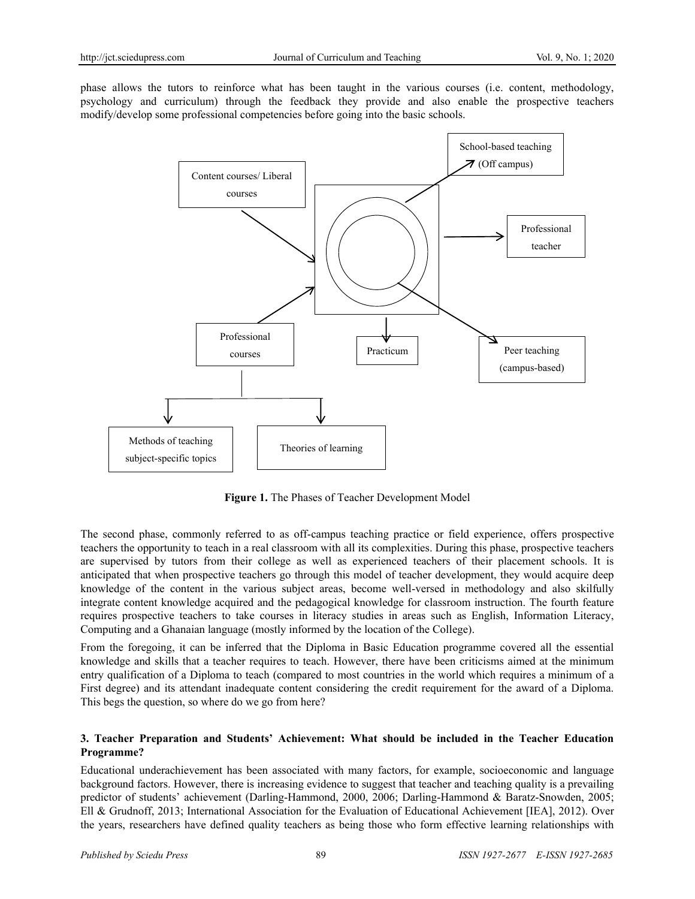phase allows the tutors to reinforce what has been taught in the various courses (i.e. content, methodology, psychology and curriculum) through the feedback they provide and also enable the prospective teachers modify/develop some professional competencies before going into the basic schools.

School-based teaching (Off campus)

Content courses/ Liberal courses

Professional teacher

Professional courses

Practicum

Peer teaching (campus-based)

Methods of teaching subject-specific topics

Theories of learning

**Figure 1.** The Phases of Teacher Development Model

The second phase, commonly referred to as off-campus teaching practice or field experience, offers prospective teachers the opportunity to teach in a real classroom with all its complexities. During this phase, prospective teachers are supervised by tutors from their college as well as experienced teachers of their placement schools. It is anticipated that when prospective teachers go through this model of teacher development, they would acquire deep knowledge of the content in the various subject areas, become well-versed in methodology and also skilfully integrate content knowledge acquired and the pedagogical knowledge for classroom instruction. The fourth feature requires prospective teachers to take courses in literacy studies in areas such as English, Information Literacy, Computing and a Ghanaian language (mostly informed by the location of the College).

From the foregoing, it can be inferred that the Diploma in Basic Education programme covered all the essential knowledge and skills that a teacher requires to teach. However, there have been criticisms aimed at the minimum entry qualification of a Diploma to teach (compared to most countries in the world which requires a minimum of a First degree) and its attendant inadequate content considering the credit requirement for the award of a Diploma. This begs the question, so where do we go from here?

## 3. Teacher Preparation and Students' Achievement: What should be included in the Teacher Education Programme?

Educational underachievement has been associated with many factors, for example, socioeconomic and language background factors. However, there is increasing evidence to suggest that teacher and teaching quality is a prevailing predictor of students' achievement (Darling-Hammond, 2000, 2006; Darling-Hammond & Baratz-Snowden, 2005; Ell & Grudnoff, 2013; International Association for the Evaluation of Educational Achievement [IEA], 2012). Over the years, researchers have defined quality teachers as being those who form effective learning relationships with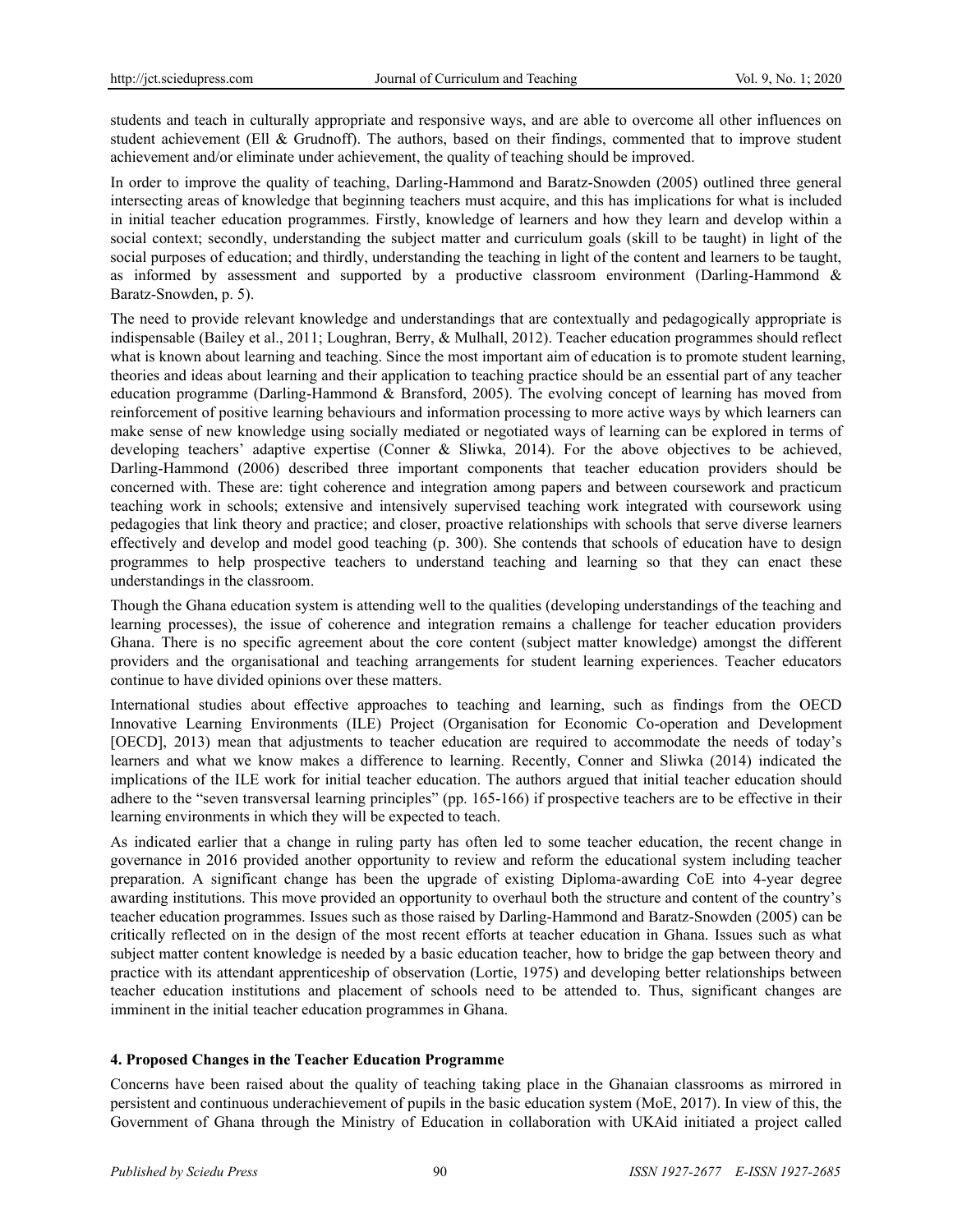students and teach in culturally appropriate and responsive ways, and are able to overcome all other influences on student achievement (Ell & Grudnoff). The authors, based on their findings, commented that to improve student achievement and/or eliminate under achievement, the quality of teaching should be improved.

In order to improve the quality of teaching, Darling-Hammond and Baratz-Snowden (2005) outlined three general intersecting areas of knowledge that beginning teachers must acquire, and this has implications for what is included in initial teacher education programmes. Firstly, knowledge of learners and how they learn and develop within a social context; secondly, understanding the subject matter and curriculum goals (skill to be taught) in light of the social purposes of education; and thirdly, understanding the teaching in light of the content and learners to be taught, as informed by assessment and supported by a productive classroom environment (Darling-Hammond & Baratz-Snowden, p. 5).

The need to provide relevant knowledge and understandings that are contextually and pedagogically appropriate is indispensable (Bailey et al., 2011; Loughran, Berry, & Mulhall, 2012). Teacher education programmes should reflect what is known about learning and teaching. Since the most important aim of education is to promote student learning, theories and ideas about learning and their application to teaching practice should be an essential part of any teacher education programme (Darling-Hammond & Bransford, 2005). The evolving concept of learning has moved from reinforcement of positive learning behaviours and information processing to more active ways by which learners can make sense of new knowledge using socially mediated or negotiated ways of learning can be explored in terms of developing teachers' adaptive expertise (Conner & Sliwka, 2014). For the above objectives to be achieved, Darling-Hammond (2006) described three important components that teacher education providers should be concerned with. These are: tight coherence and integration among papers and between coursework and practicum teaching work in schools; extensive and intensively supervised teaching work integrated with coursework using pedagogies that link theory and practice; and closer, proactive relationships with schools that serve diverse learners effectively and develop and model good teaching (p. 300). She contends that schools of education have to design programmes to help prospective teachers to understand teaching and learning so that they can enact these understandings in the classroom.

Though the Ghana education system is attending well to the qualities (developing understandings of the teaching and learning processes), the issue of coherence and integration remains a challenge for teacher education providers Ghana. There is no specific agreement about the core content (subject matter knowledge) amongst the different providers and the organisational and teaching arrangements for student learning experiences. Teacher educators continue to have divided opinions over these matters.

International studies about effective approaches to teaching and learning, such as findings from the OECD Innovative Learning Environments (ILE) Project (Organisation for Economic Co-operation and Development [OECD], 2013) mean that adjustments to teacher education are required to accommodate the needs of today's learners and what we know makes a difference to learning. Recently, Conner and Sliwka (2014) indicated the implications of the ILE work for initial teacher education. The authors argued that initial teacher education should adhere to the "seven transversal learning principles" (pp. 165-166) if prospective teachers are to be effective in their learning environments in which they will be expected to teach.

As indicated earlier that a change in ruling party has often led to some teacher education, the recent change in governance in 2016 provided another opportunity to review and reform the educational system including teacher preparation. A significant change has been the upgrade of existing Diploma-awarding CoE into 4-year degree awarding institutions. This move provided an opportunity to overhaul both the structure and content of the country's teacher education programmes. Issues such as those raised by Darling-Hammond and Baratz-Snowden (2005) can be critically reflected on in the design of the most recent efforts at teacher education in Ghana. Issues such as what subject matter content knowledge is needed by a basic education teacher, how to bridge the gap between theory and practice with its attendant apprenticeship of observation (Lortie, 1975) and developing better relationships between teacher education institutions and placement of schools need to be attended to. Thus, significant changes are imminent in the initial teacher education programmes in Ghana.

## 4. Proposed Changes in the Teacher Education Programme

Concerns have been raised about the quality of teaching taking place in the Ghanaian classrooms as mirrored in persistent and continuous underachievement of pupils in the basic education system (MoE, 2017). In view of this, the Government of Ghana through the Ministry of Education in collaboration with UKAid initiated a project called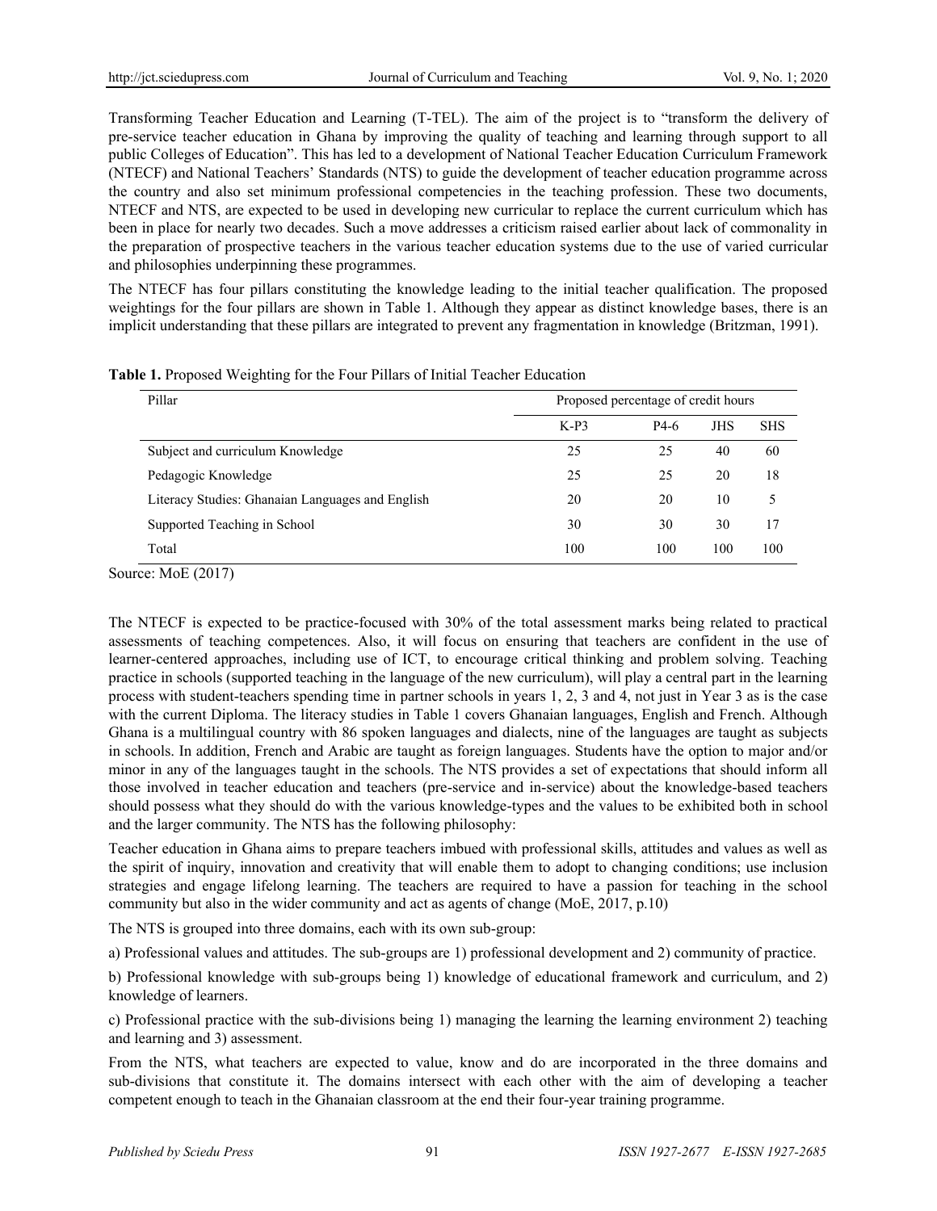Transforming Teacher Education and Learning (T-TEL). The aim of the project is to "transform the delivery of pre-service teacher education in Ghana by improving the quality of teaching and learning through support to all public Colleges of Education". This has led to a development of National Teacher Education Curriculum Framework (NTECF) and National Teachers' Standards (NTS) to guide the development of teacher education programme across the country and also set minimum professional competencies in the teaching profession. These two documents, NTECF and NTS, are expected to be used in developing new curricular to replace the current curriculum which has been in place for nearly two decades. Such a move addresses a criticism raised earlier about lack of commonality in the preparation of prospective teachers in the various teacher education systems due to the use of varied curricular and philosophies underpinning these programmes.

The NTECF has four pillars constituting the knowledge leading to the initial teacher qualification. The proposed weightings for the four pillars are shown in Table 1. Although they appear as distinct knowledge bases, there is an implicit understanding that these pillars are integrated to prevent any fragmentation in knowledge (Britzman, 1991).

**Table 1.** Proposed Weighting for the Four Pillars of Initial Teacher Education

| Pillar | Proposed percentage of credit hours | | | |
|---|---|---|---|---|
| | K-P3 | P4-6 | JHS | SHS |
| Subject and curriculum Knowledge | 25 | 25 | 40 | 60 |
| Pedagogic Knowledge | 25 | 25 | 20 | 18 |
| Literacy Studies: Ghanaian Languages and English | 20 | 20 | 10 | 5 |
| Supported Teaching in School | 30 | 30 | 30 | 17 |
| Total | 100 | 100 | 100 | 100 |

Source: MoE (2017)

The NTECF is expected to be practice-focused with 30% of the total assessment marks being related to practical assessments of teaching competences. Also, it will focus on ensuring that teachers are confident in the use of learner-centered approaches, including use of ICT, to encourage critical thinking and problem solving. Teaching practice in schools (supported teaching in the language of the new curriculum), will play a central part in the learning process with student-teachers spending time in partner schools in years 1, 2, 3 and 4, not just in Year 3 as is the case with the current Diploma. The literacy studies in Table 1 covers Ghanaian languages, English and French. Although Ghana is a multilingual country with 86 spoken languages and dialects, nine of the languages are taught as subjects in schools. In addition, French and Arabic are taught as foreign languages. Students have the option to major and/or minor in any of the languages taught in the schools. The NTS provides a set of expectations that should inform all those involved in teacher education and teachers (pre-service and in-service) about the knowledge-based teachers should possess what they should do with the various knowledge-types and the values to be exhibited both in school and the larger community. The NTS has the following philosophy:

Teacher education in Ghana aims to prepare teachers imbued with professional skills, attitudes and values as well as the spirit of inquiry, innovation and creativity that will enable them to adopt to changing conditions; use inclusion strategies and engage lifelong learning. The teachers are required to have a passion for teaching in the school community but also in the wider community and act as agents of change (MoE, 2017, p.10)

The NTS is grouped into three domains, each with its own sub-group:

a) Professional values and attitudes. The sub-groups are 1) professional development and 2) community of practice.

b) Professional knowledge with sub-groups being 1) knowledge of educational framework and curriculum, and 2) knowledge of learners.

c) Professional practice with the sub-divisions being 1) managing the learning the learning environment 2) teaching and learning and 3) assessment.

From the NTS, what teachers are expected to value, know and do are incorporated in the three domains and sub-divisions that constitute it. The domains intersect with each other with the aim of developing a teacher competent enough to teach in the Ghanaian classroom at the end their four-year training programme.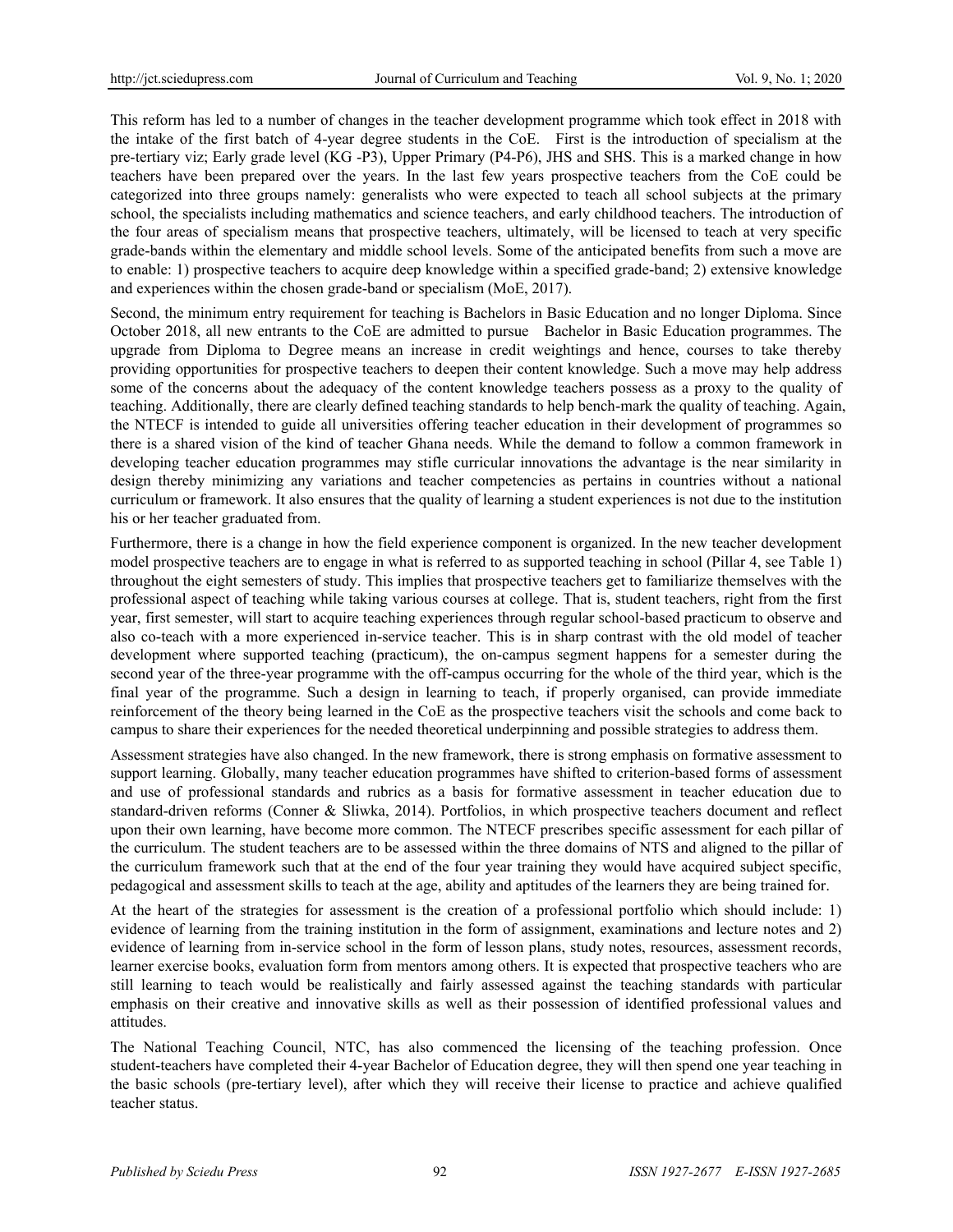This reform has led to a number of changes in the teacher development programme which took effect in 2018 with the intake of the first batch of 4-year degree students in the CoE. First is the introduction of specialism at the pre-tertiary viz; Early grade level (KG -P3), Upper Primary (P4-P6), JHS and SHS. This is a marked change in how teachers have been prepared over the years. In the last few years prospective teachers from the CoE could be categorized into three groups namely: generalists who were expected to teach all school subjects at the primary school, the specialists including mathematics and science teachers, and early childhood teachers. The introduction of the four areas of specialism means that prospective teachers, ultimately, will be licensed to teach at very specific grade-bands within the elementary and middle school levels. Some of the anticipated benefits from such a move are to enable: 1) prospective teachers to acquire deep knowledge within a specified grade-band; 2) extensive knowledge and experiences within the chosen grade-band or specialism (MoE, 2017).

Second, the minimum entry requirement for teaching is Bachelors in Basic Education and no longer Diploma. Since October 2018, all new entrants to the CoE are admitted to pursue Bachelor in Basic Education programmes. The upgrade from Diploma to Degree means an increase in credit weightings and hence, courses to take thereby providing opportunities for prospective teachers to deepen their content knowledge. Such a move may help address some of the concerns about the adequacy of the content knowledge teachers possess as a proxy to the quality of teaching. Additionally, there are clearly defined teaching standards to help bench-mark the quality of teaching. Again, the NTECF is intended to guide all universities offering teacher education in their development of programmes so there is a shared vision of the kind of teacher Ghana needs. While the demand to follow a common framework in developing teacher education programmes may stifle curricular innovations the advantage is the near similarity in design thereby minimizing any variations and teacher competencies as pertains in countries without a national curriculum or framework. It also ensures that the quality of learning a student experiences is not due to the institution his or her teacher graduated from.

Furthermore, there is a change in how the field experience component is organized. In the new teacher development model prospective teachers are to engage in what is referred to as supported teaching in school (Pillar 4, see Table 1) throughout the eight semesters of study. This implies that prospective teachers get to familiarize themselves with the professional aspect of teaching while taking various courses at college. That is, student teachers, right from the first year, first semester, will start to acquire teaching experiences through regular school-based practicum to observe and also co-teach with a more experienced in-service teacher. This is in sharp contrast with the old model of teacher development where supported teaching (practicum), the on-campus segment happens for a semester during the second year of the three-year programme with the off-campus occurring for the whole of the third year, which is the final year of the programme. Such a design in learning to teach, if properly organised, can provide immediate reinforcement of the theory being learned in the CoE as the prospective teachers visit the schools and come back to campus to share their experiences for the needed theoretical underpinning and possible strategies to address them.

Assessment strategies have also changed. In the new framework, there is strong emphasis on formative assessment to support learning. Globally, many teacher education programmes have shifted to criterion-based forms of assessment and use of professional standards and rubrics as a basis for formative assessment in teacher education due to standard-driven reforms (Conner & Sliwka, 2014). Portfolios, in which prospective teachers document and reflect upon their own learning, have become more common. The NTECF prescribes specific assessment for each pillar of the curriculum. The student teachers are to be assessed within the three domains of NTS and aligned to the pillar of the curriculum framework such that at the end of the four year training they would have acquired subject specific, pedagogical and assessment skills to teach at the age, ability and aptitudes of the learners they are being trained for.

At the heart of the strategies for assessment is the creation of a professional portfolio which should include: 1) evidence of learning from the training institution in the form of assignment, examinations and lecture notes and 2) evidence of learning from in-service school in the form of lesson plans, study notes, resources, assessment records, learner exercise books, evaluation form from mentors among others. It is expected that prospective teachers who are still learning to teach would be realistically and fairly assessed against the teaching standards with particular emphasis on their creative and innovative skills as well as their possession of identified professional values and attitudes.

The National Teaching Council, NTC, has also commenced the licensing of the teaching profession. Once student-teachers have completed their 4-year Bachelor of Education degree, they will then spend one year teaching in the basic schools (pre-tertiary level), after which they will receive their license to practice and achieve qualified teacher status.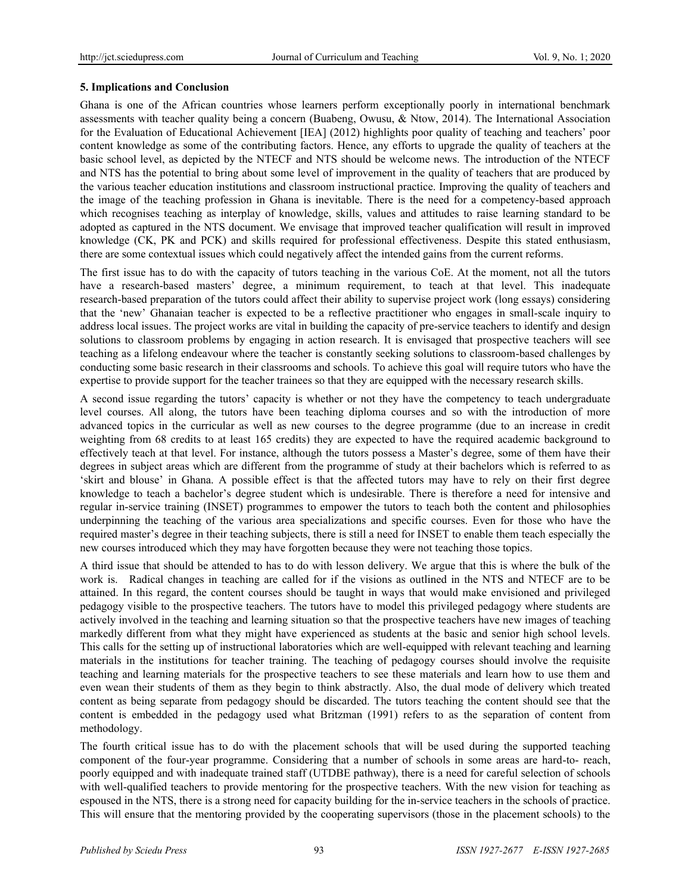## 5. Implications and Conclusion

Ghana is one of the African countries whose learners perform exceptionally poorly in international benchmark assessments with teacher quality being a concern (Buabeng, Owusu, & Ntow, 2014). The International Association for the Evaluation of Educational Achievement [IEA] (2012) highlights poor quality of teaching and teachers' poor content knowledge as some of the contributing factors. Hence, any efforts to upgrade the quality of teachers at the basic school level, as depicted by the NTECF and NTS should be welcome news. The introduction of the NTECF and NTS has the potential to bring about some level of improvement in the quality of teachers that are produced by the various teacher education institutions and classroom instructional practice. Improving the quality of teachers and the image of the teaching profession in Ghana is inevitable. There is the need for a competency-based approach which recognises teaching as interplay of knowledge, skills, values and attitudes to raise learning standard to be adopted as captured in the NTS document. We envisage that improved teacher qualification will result in improved knowledge (CK, PK and PCK) and skills required for professional effectiveness. Despite this stated enthusiasm, there are some contextual issues which could negatively affect the intended gains from the current reforms.

The first issue has to do with the capacity of tutors teaching in the various CoE. At the moment, not all the tutors have a research-based masters' degree, a minimum requirement, to teach at that level. This inadequate research-based preparation of the tutors could affect their ability to supervise project work (long essays) considering that the 'new' Ghanaian teacher is expected to be a reflective practitioner who engages in small-scale inquiry to address local issues. The project works are vital in building the capacity of pre-service teachers to identify and design solutions to classroom problems by engaging in action research. It is envisaged that prospective teachers will see teaching as a lifelong endeavour where the teacher is constantly seeking solutions to classroom-based challenges by conducting some basic research in their classrooms and schools. To achieve this goal will require tutors who have the expertise to provide support for the teacher trainees so that they are equipped with the necessary research skills.

A second issue regarding the tutors' capacity is whether or not they have the competency to teach undergraduate level courses. All along, the tutors have been teaching diploma courses and so with the introduction of more advanced topics in the curricular as well as new courses to the degree programme (due to an increase in credit weighting from 68 credits to at least 165 credits) they are expected to have the required academic background to effectively teach at that level. For instance, although the tutors possess a Master's degree, some of them have their degrees in subject areas which are different from the programme of study at their bachelors which is referred to as 'skirt and blouse' in Ghana. A possible effect is that the affected tutors may have to rely on their first degree knowledge to teach a bachelor's degree student which is undesirable. There is therefore a need for intensive and regular in-service training (INSET) programmes to empower the tutors to teach both the content and philosophies underpinning the teaching of the various area specializations and specific courses. Even for those who have the required master's degree in their teaching subjects, there is still a need for INSET to enable them teach especially the new courses introduced which they may have forgotten because they were not teaching those topics.

A third issue that should be attended to has to do with lesson delivery. We argue that this is where the bulk of the work is. Radical changes in teaching are called for if the visions as outlined in the NTS and NTECF are to be attained. In this regard, the content courses should be taught in ways that would make envisioned and privileged pedagogy visible to the prospective teachers. The tutors have to model this privileged pedagogy where students are actively involved in the teaching and learning situation so that the prospective teachers have new images of teaching markedly different from what they might have experienced as students at the basic and senior high school levels. This calls for the setting up of instructional laboratories which are well-equipped with relevant teaching and learning materials in the institutions for teacher training. The teaching of pedagogy courses should involve the requisite teaching and learning materials for the prospective teachers to see these materials and learn how to use them and even wean their students of them as they begin to think abstractly. Also, the dual mode of delivery which treated content as being separate from pedagogy should be discarded. The tutors teaching the content should see that the content is embedded in the pedagogy used what Britzman (1991) refers to as the separation of content from methodology.

The fourth critical issue has to do with the placement schools that will be used during the supported teaching component of the four-year programme. Considering that a number of schools in some areas are hard-to- reach, poorly equipped and with inadequate trained staff (UTDBE pathway), there is a need for careful selection of schools with well-qualified teachers to provide mentoring for the prospective teachers. With the new vision for teaching as espoused in the NTS, there is a strong need for capacity building for the in-service teachers in the schools of practice. This will ensure that the mentoring provided by the cooperating supervisors (those in the placement schools) to the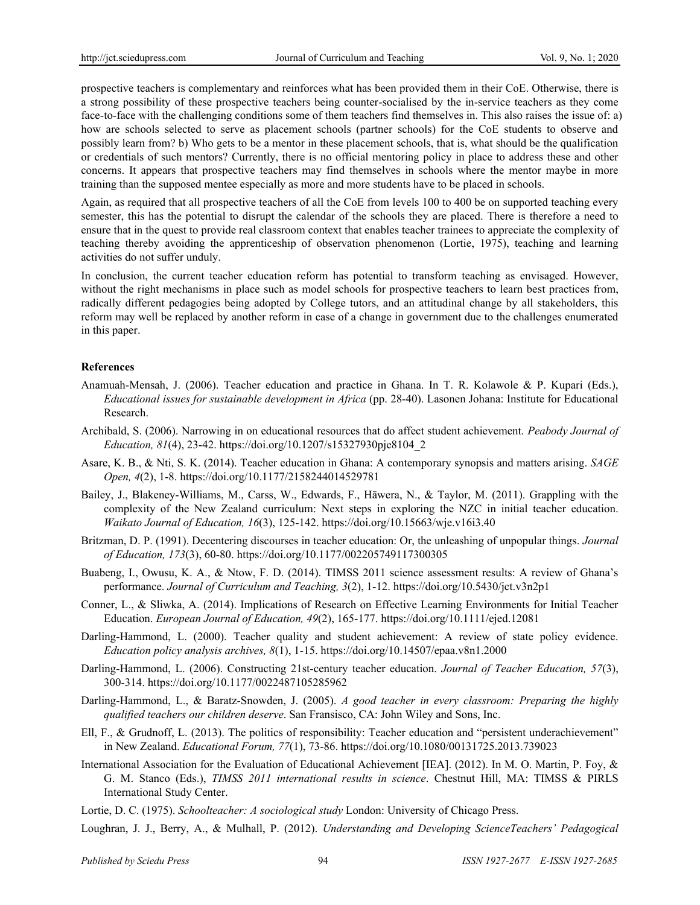prospective teachers is complementary and reinforces what has been provided them in their CoE. Otherwise, there is a strong possibility of these prospective teachers being counter-socialised by the in-service teachers as they come face-to-face with the challenging conditions some of them teachers find themselves in. This also raises the issue of: a) how are schools selected to serve as placement schools (partner schools) for the CoE students to observe and possibly learn from? b) Who gets to be a mentor in these placement schools, that is, what should be the qualification or credentials of such mentors? Currently, there is no official mentoring policy in place to address these and other concerns. It appears that prospective teachers may find themselves in schools where the mentor maybe in more training than the supposed mentee especially as more and more students have to be placed in schools.

Again, as required that all prospective teachers of all the CoE from levels 100 to 400 be on supported teaching every semester, this has the potential to disrupt the calendar of the schools they are placed. There is therefore a need to ensure that in the quest to provide real classroom context that enables teacher trainees to appreciate the complexity of teaching thereby avoiding the apprenticeship of observation phenomenon (Lortie, 1975), teaching and learning activities do not suffer unduly.

In conclusion, the current teacher education reform has potential to transform teaching as envisaged. However, without the right mechanisms in place such as model schools for prospective teachers to learn best practices from, radically different pedagogies being adopted by College tutors, and an attitudinal change by all stakeholders, this reform may well be replaced by another reform in case of a change in government due to the challenges enumerated in this paper.

## References

Anamuah-Mensah, J. (2006). Teacher education and practice in Ghana. In T. R. Kolawole & P. Kupari (Eds.), *Educational issues for sustainable development in Africa* (pp. 28-40). Lasonen Johana: Institute for Educational Research.

Archibald, S. (2006). Narrowing in on educational resources that do affect student achievement. *Peabody Journal of Education, 81*(4), 23-42. https://doi.org/10.1207/s15327930pje8104_2

Asare, K. B., & Nti, S. K. (2014). Teacher education in Ghana: A contemporary synopsis and matters arising. *SAGE Open, 4*(2), 1-8. https://doi.org/10.1177/2158244014529781

Bailey, J., Blakeney-Williams, M., Carss, W., Edwards, F., Hāwera, N., & Taylor, M. (2011). Grappling with the complexity of the New Zealand curriculum: Next steps in exploring the NZC in initial teacher education. *Waikato Journal of Education, 16*(3), 125-142. https://doi.org/10.15663/wje.v16i3.40

Britzman, D. P. (1991). Decentering discourses in teacher education: Or, the unleashing of unpopular things. *Journal of Education, 173*(3), 60-80. https://doi.org/10.1177/002205749117300305

Buabeng, I., Owusu, K. A., & Ntow, F. D. (2014). TIMSS 2011 science assessment results: A review of Ghana's performance. *Journal of Curriculum and Teaching, 3*(2), 1-12. https://doi.org/10.5430/jct.v3n2p1

Conner, L., & Sliwka, A. (2014). Implications of Research on Effective Learning Environments for Initial Teacher Education. *European Journal of Education, 49*(2), 165-177. https://doi.org/10.1111/ejed.12081

Darling-Hammond, L. (2000). Teacher quality and student achievement: A review of state policy evidence. *Education policy analysis archives, 8*(1), 1-15. https://doi.org/10.14507/epaa.v8n1.2000

Darling-Hammond, L. (2006). Constructing 21st-century teacher education. *Journal of Teacher Education, 57*(3), 300-314. https://doi.org/10.1177/0022487105285962

Darling-Hammond, L., & Baratz-Snowden, J. (2005). *A good teacher in every classroom: Preparing the highly qualified teachers our children deserve*. San Fransisco, CA: John Wiley and Sons, Inc.

Ell, F., & Grudnoff, L. (2013). The politics of responsibility: Teacher education and "persistent underachievement" in New Zealand. *Educational Forum, 77*(1), 73-86. https://doi.org/10.1080/00131725.2013.739023

International Association for the Evaluation of Educational Achievement [IEA]. (2012). In M. O. Martin, P. Foy, & G. M. Stanco (Eds.), *TIMSS 2011 international results in science*. Chestnut Hill, MA: TIMSS & PIRLS International Study Center.

Lortie, D. C. (1975). *Schoolteacher: A sociological study* London: University of Chicago Press.

Loughran, J. J., Berry, A., & Mulhall, P. (2012). *Understanding and Developing ScienceTeachers' Pedagogical*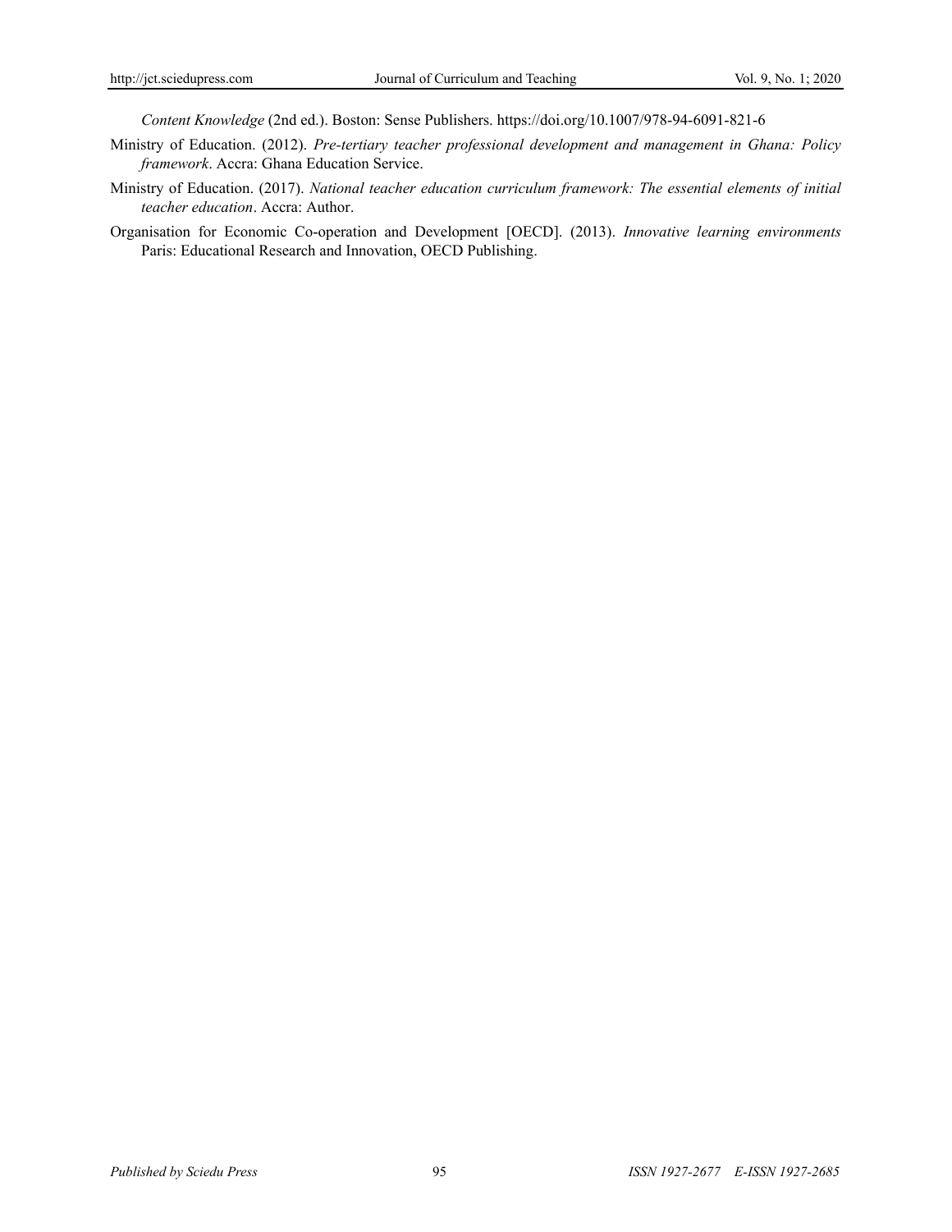*Content Knowledge* (2nd ed.). Boston: Sense Publishers. https://doi.org/10.1007/978-94-6091-821-6

Ministry of Education. (2012). *Pre-tertiary teacher professional development and management in Ghana: Policy framework*. Accra: Ghana Education Service.

Ministry of Education. (2017). *National teacher education curriculum framework: The essential elements of initial teacher education*. Accra: Author.

Organisation for Economic Co-operation and Development [OECD]. (2013). *Innovative learning environments* Paris: Educational Research and Innovation, OECD Publishing.